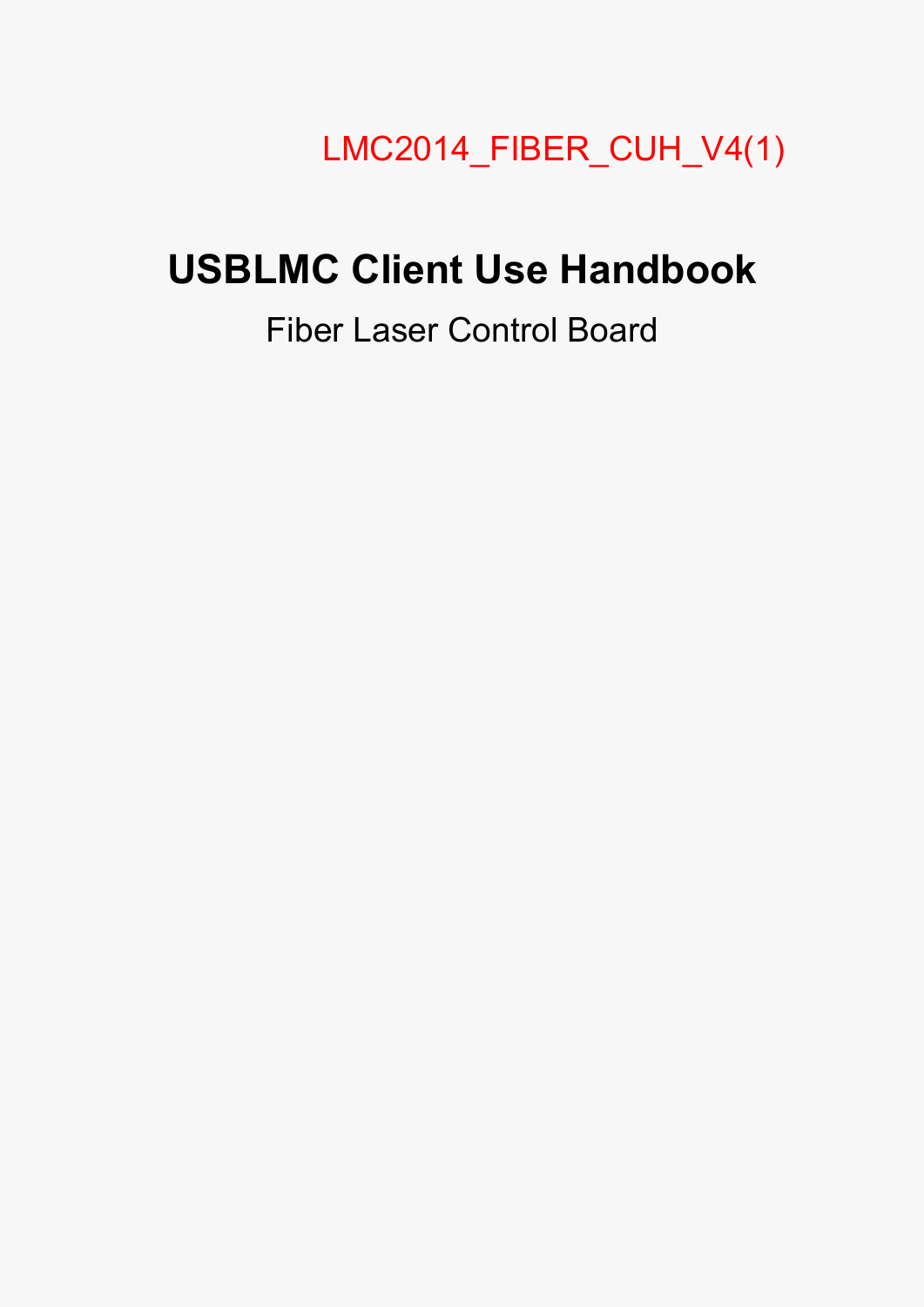LMC2014_FIBER_CUH_V4(1)

# USBLMC Client Use Handbook

Fiber Laser Control Board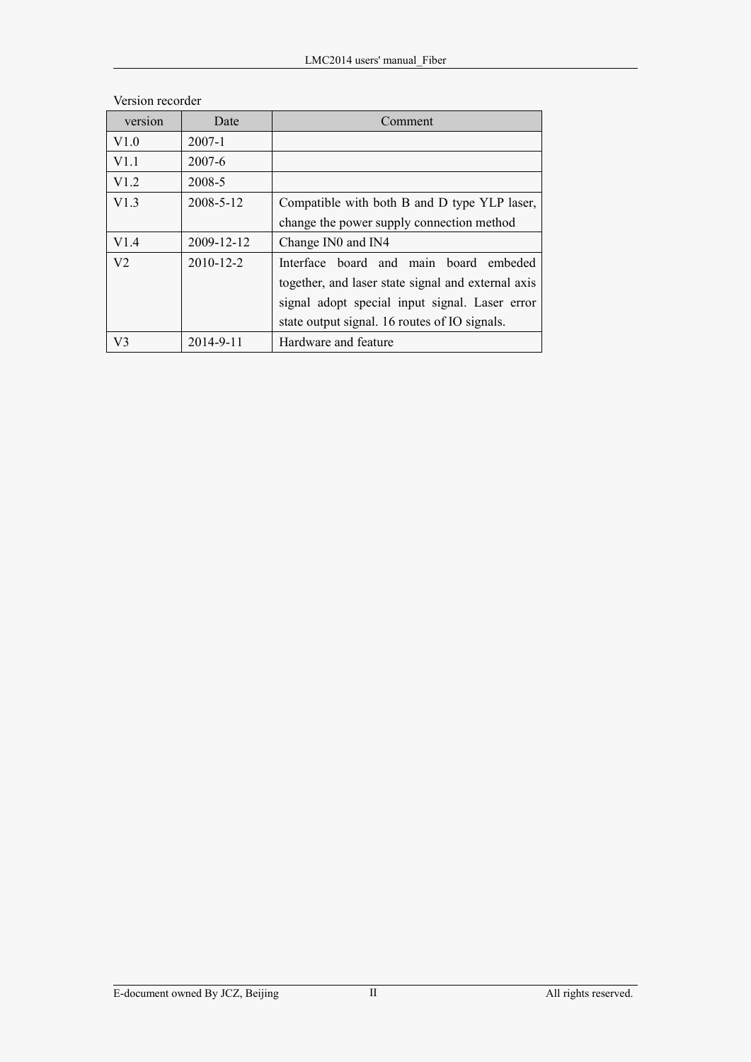Version recorder

| version | Date | Comment |
| --- | --- | --- |
| V1.0 | 2007-1 | |
| V1.1 | 2007-6 | |
| V1.2 | 2008-5 | |
| V1.3 | 2008-5-12 | Compatible with both B and D type YLP laser, change the power supply connection method |
| V1.4 | 2009-12-12 | Change IN0 and IN4 |
| V2 | 2010-12-2 | Interface board and main board embeded together, and laser state signal and external axis signal adopt special input signal. Laser error state output signal. 16 routes of IO signals. |
| V3 | 2014-9-11 | Hardware and feature |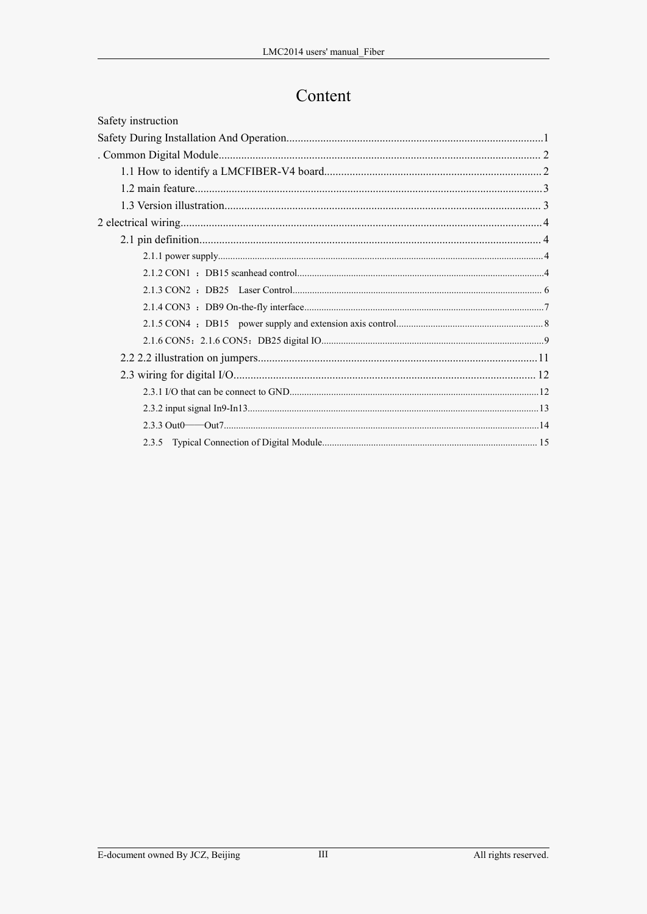# Content

Safety instruction

Safety During Installation And Operation..........................................................................................1

. Common Digital Module.................................................................................................................. 2

1.1 How to identify a LMCFIBER-V4 board............................................................................ 2

1.2 main feature..........................................................................................................................3

1.3 Version illustration................................................................................................................ 3

2 electrical wiring...............................................................................................................................4

2.1 pin definition......................................................................................................................... 4

2.1.1 power supply.................................................................................................................................4

2.1.2 CON1 ：DB15 scanhead control.................................................................................................4

2.1.3 CON2 ：DB25 Laser Control.................................................................................................... 6

2.1.4 CON3 ：DB9 On-the-fly interface..............................................................................................7

2.1.5 CON4 ：DB15 power supply and extension axis control........................................................... 8

2.1.6 CON5：2.1.6 CON5：DB25 digital IO.........................................................................................9

2.2 2.2 illustration on jumpers..................................................................................................11

2.3 wiring for digital I/O........................................................................................................... 12

2.3.1 I/O that can be connect to GND..................................................................................................12

2.3.2 input signal In9-In13...................................................................................................................13

2.3.3 Out0——Out7.............................................................................................................................14

2.3.5 Typical Connection of Digital Module....................................................................................... 15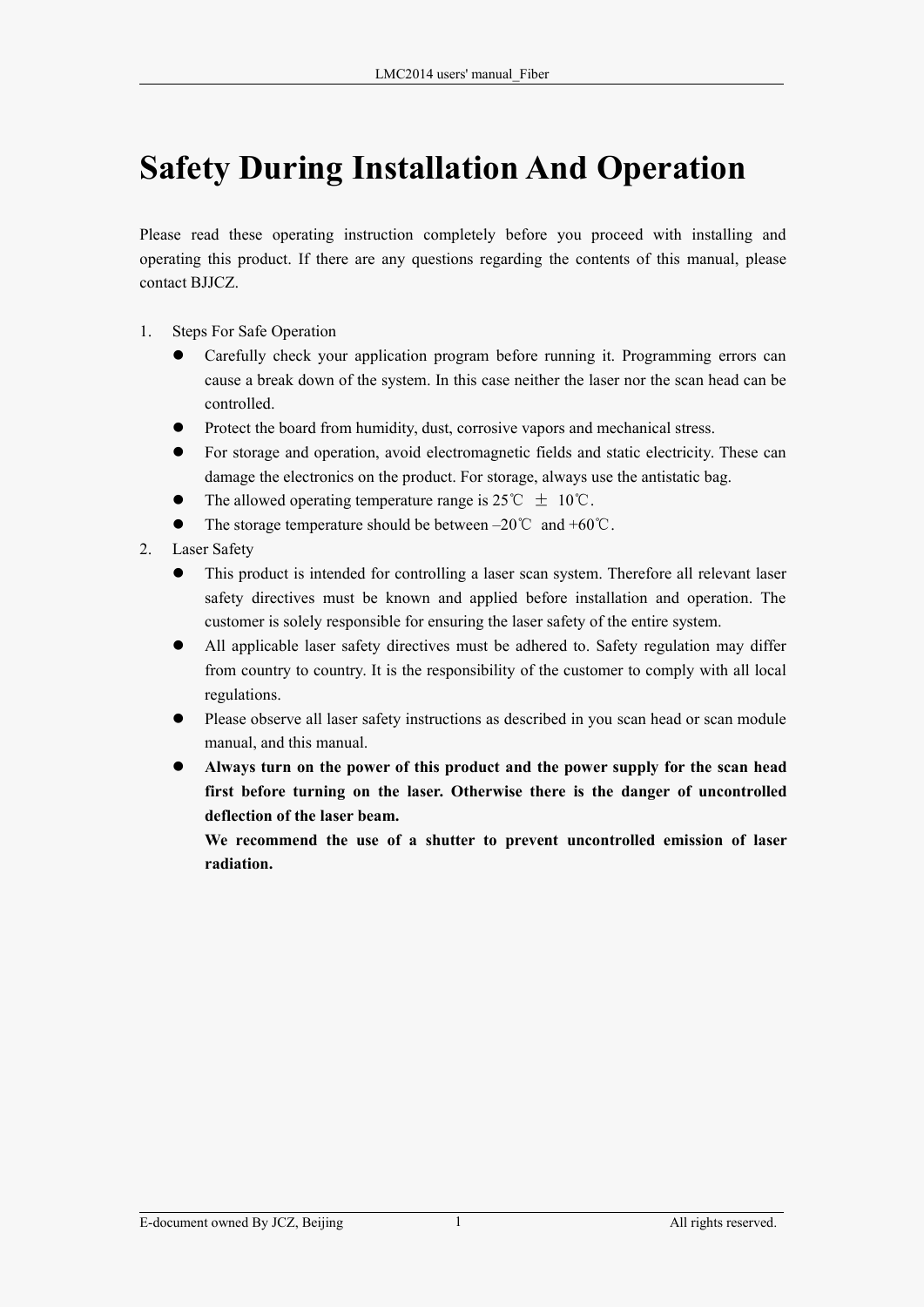# Safety During Installation And Operation

Please read these operating instruction completely before you proceed with installing and operating this product. If there are any questions regarding the contents of this manual, please contact BJJCZ.

1. Steps For Safe Operation
   - Carefully check your application program before running it. Programming errors can cause a break down of the system. In this case neither the laser nor the scan head can be controlled.
   - Protect the board from humidity, dust, corrosive vapors and mechanical stress.
   - For storage and operation, avoid electromagnetic fields and static electricity. These can damage the electronics on the product. For storage, always use the antistatic bag.
   - The allowed operating temperature range is 25℃ ± 10℃.
   - The storage temperature should be between –20℃ and +60℃.
2. Laser Safety
   - This product is intended for controlling a laser scan system. Therefore all relevant laser safety directives must be known and applied before installation and operation. The customer is solely responsible for ensuring the laser safety of the entire system.
   - All applicable laser safety directives must be adhered to. Safety regulation may differ from country to country. It is the responsibility of the customer to comply with all local regulations.
   - Please observe all laser safety instructions as described in you scan head or scan module manual, and this manual.
   - **Always turn on the power of this product and the power supply for the scan head first before turning on the laser. Otherwise there is the danger of uncontrolled deflection of the laser beam.**

     **We recommend the use of a shutter to prevent uncontrolled emission of laser radiation.**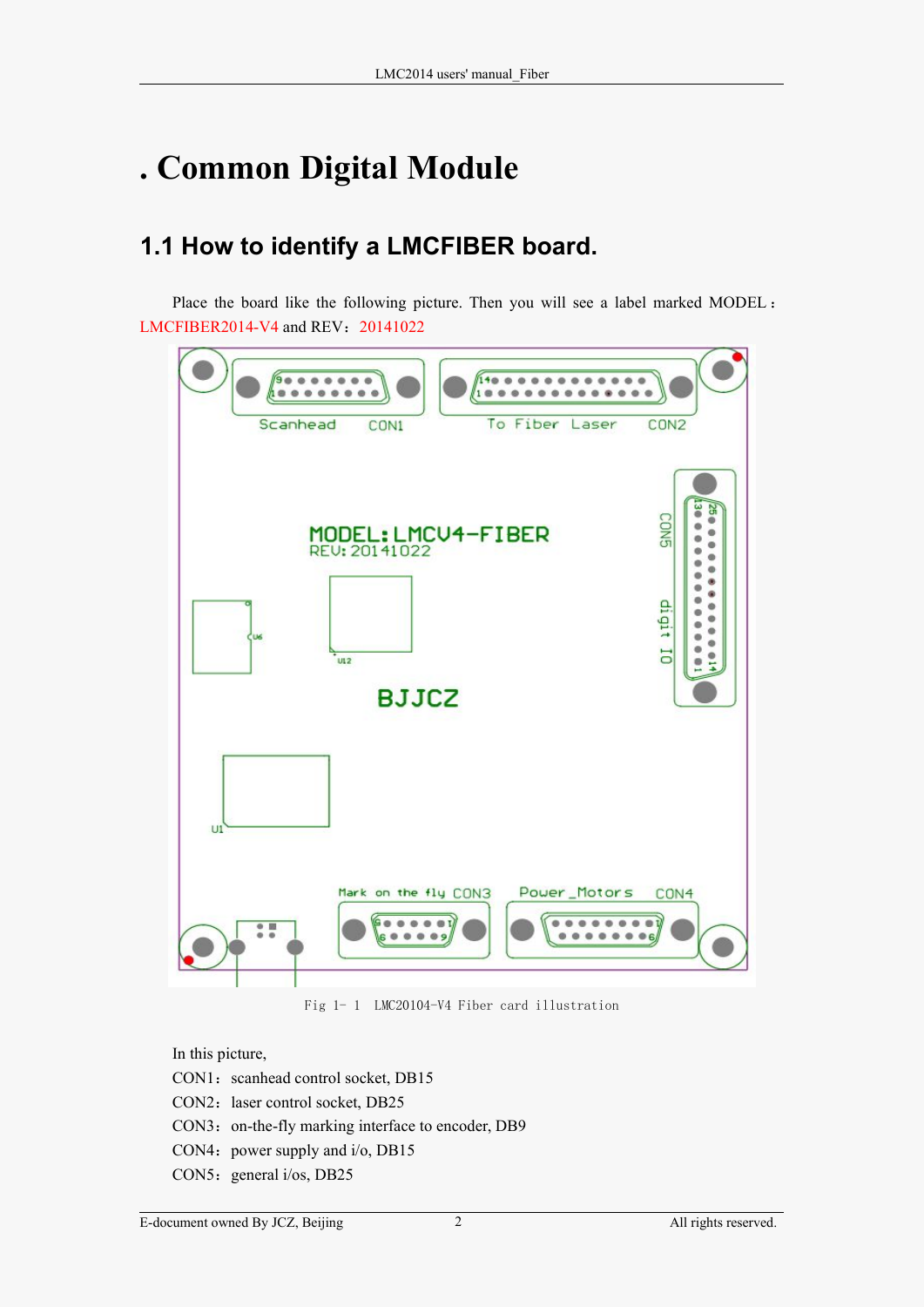# . Common Digital Module

## 1.1 How to identify a LMCFIBER board.

Place the board like the following picture. Then you will see a label marked MODEL：LMCFIBER2014-V4 and REV：20141022

Fig 1- 1　LMC20104-V4 Fiber card illustration

In this picture,

CON1：scanhead control socket, DB15

CON2：laser control socket, DB25

CON3：on-the-fly marking interface to encoder, DB9

CON4：power supply and i/o, DB15

CON5：general i/os, DB25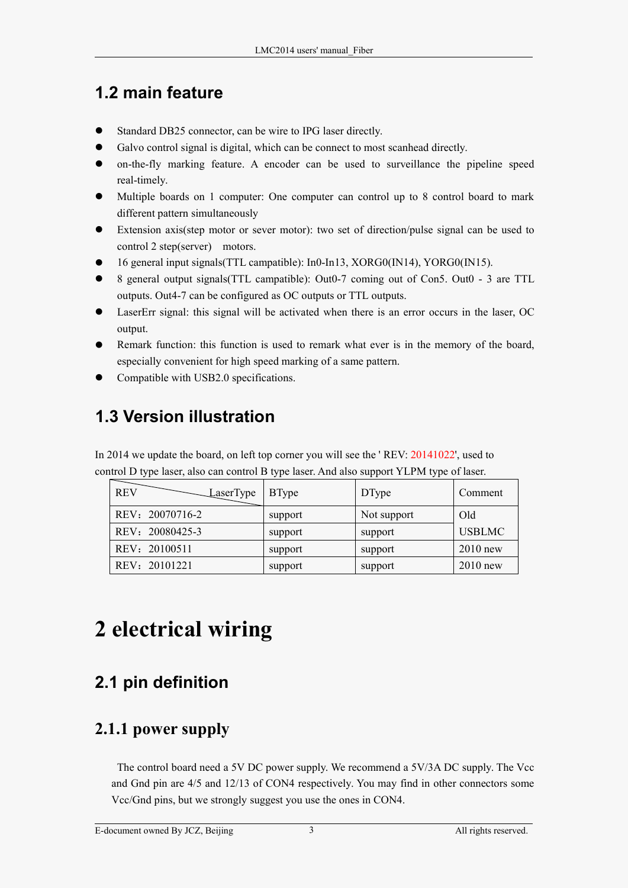## 1.2 main feature

- Standard DB25 connector, can be wire to IPG laser directly.
- Galvo control signal is digital, which can be connect to most scanhead directly.
- on-the-fly marking feature. A encoder can be used to surveillance the pipeline speed real-timely.
- Multiple boards on 1 computer: One computer can control up to 8 control board to mark different pattern simultaneously
- Extension axis(step motor or sever motor): two set of direction/pulse signal can be used to control 2 step(server) motors.
- 16 general input signals(TTL campatible): In0-In13, XORG0(IN14), YORG0(IN15).
- 8 general output signals(TTL campatible): Out0-7 coming out of Con5. Out0 - 3 are TTL outputs. Out4-7 can be configured as OC outputs or TTL outputs.
- LaserErr signal: this signal will be activated when there is an error occurs in the laser, OC output.
- Remark function: this function is used to remark what ever is in the memory of the board, especially convenient for high speed marking of a same pattern.
- Compatible with USB2.0 specifications.

## 1.3 Version illustration

In 2014 we update the board, on left top corner you will see the ' REV: 20141022', used to control D type laser, also can control B type laser. And also support YLPM type of laser.

| REV \ LaserType | BType | DType | Comment |
|---|---|---|---|
| REV：20070716-2 | support | Not support | Old |
| REV：20080425-3 | support | support | USBLMC |
| REV：20100511 | support | support | 2010 new |
| REV：20101221 | support | support | 2010 new |

# 2 electrical wiring

## 2.1 pin definition

### 2.1.1 power supply

The control board need a 5V DC power supply. We recommend a 5V/3A DC supply. The Vcc and Gnd pin are 4/5 and 12/13 of CON4 respectively. You may find in other connectors some Vcc/Gnd pins, but we strongly suggest you use the ones in CON4.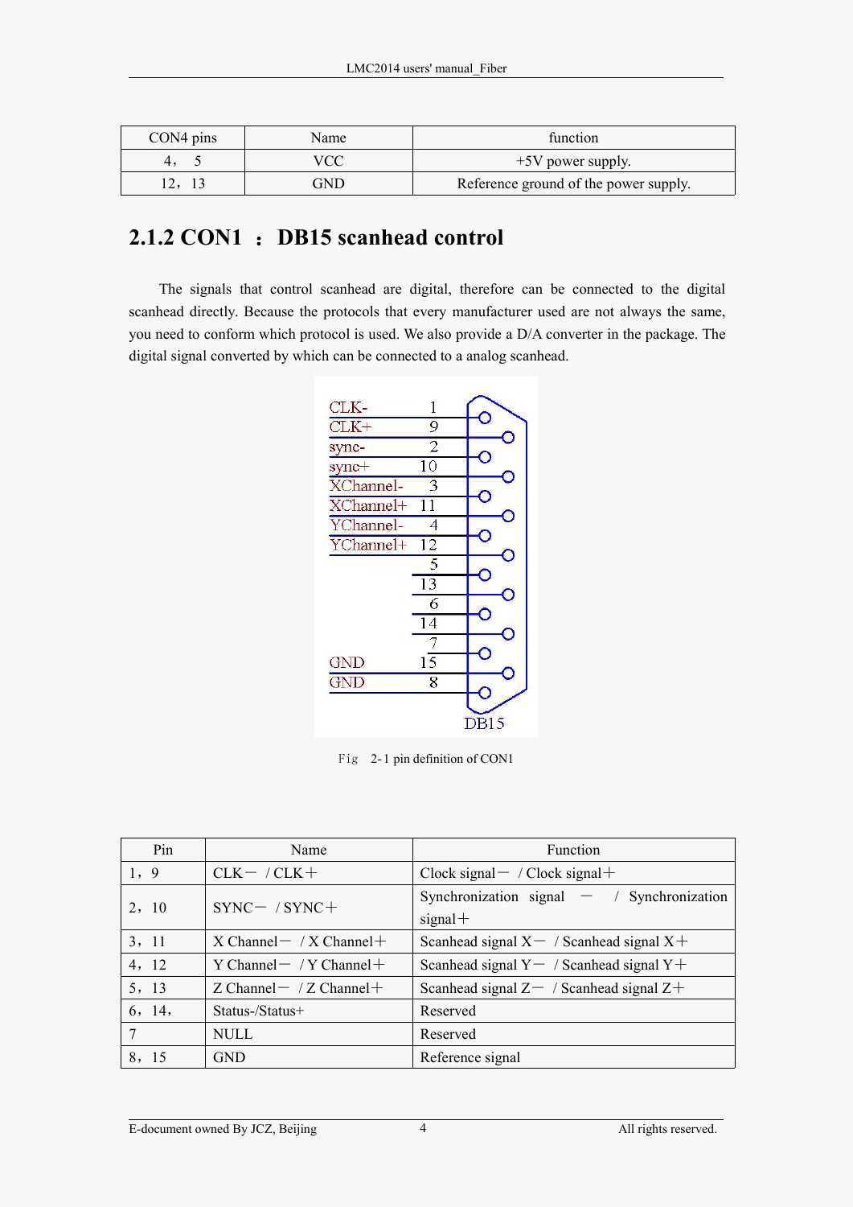| CON4 pins | Name | function |
|---|---|---|
| 4， 5 | VCC | +5V power supply. |
| 12，13 | GND | Reference ground of the power supply. |

## 2.1.2 CON1 ：DB15 scanhead control

The signals that control scanhead are digital, therefore can be connected to the digital scanhead directly. Because the protocols that every manufacturer used are not always the same, you need to conform which protocol is used. We also provide a D/A converter in the package. The digital signal converted by which can be connected to a analog scanhead.

Fig 2-1 pin definition of CON1

| Pin | Name | Function |
|---|---|---|
| 1，9 | CLK－ / CLK＋ | Clock signal－ / Clock signal＋ |
| 2，10 | SYNC－ / SYNC＋ | Synchronization signal － / Synchronization signal＋ |
| 3，11 | X Channel－ / X Channel＋ | Scanhead signal X－ / Scanhead signal X＋ |
| 4，12 | Y Channel－ / Y Channel＋ | Scanhead signal Y－ / Scanhead signal Y＋ |
| 5，13 | Z Channel－ / Z Channel＋ | Scanhead signal Z－ / Scanhead signal Z＋ |
| 6，14， | Status-/Status+ | Reserved |
| 7 | NULL | Reserved |
| 8，15 | GND | Reference signal |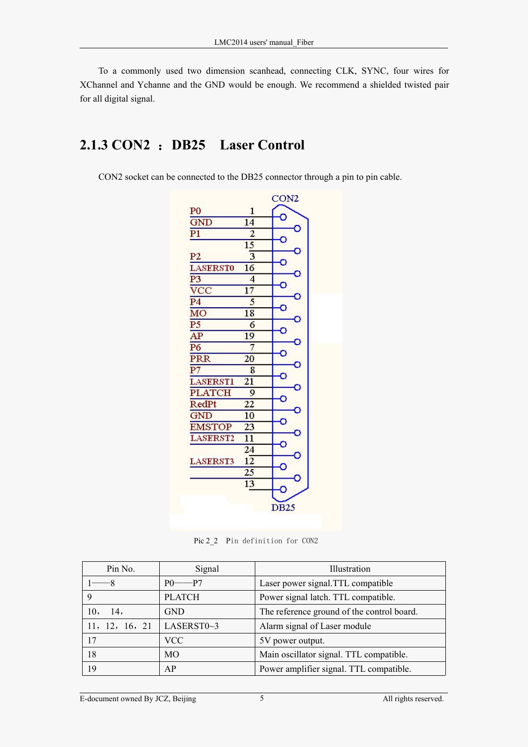To a commonly used two dimension scanhead, connecting CLK, SYNC, four wires for XChannel and Ychanne and the GND would be enough. We recommend a shielded twisted pair for all digital signal.

### 2.1.3 CON2 ： DB25 Laser Control

CON2 socket can be connected to the DB25 connector through a pin to pin cable.

Pic 2_2 Pin definition for CON2

| Pin No. | Signal | Illustration |
|---|---|---|
| 1——8 | P0——P7 | Laser power signal.TTL compatible |
| 9 | PLATCH | Power signal latch. TTL compatible. |
| 10， 14， | GND | The reference ground of the control board. |
| 11，12，16，21 | LASERST0~3 | Alarm signal of Laser module |
| 17 | VCC | 5V power output. |
| 18 | MO | Main oscillator signal. TTL compatible. |
| 19 | AP | Power amplifier signal. TTL compatible. |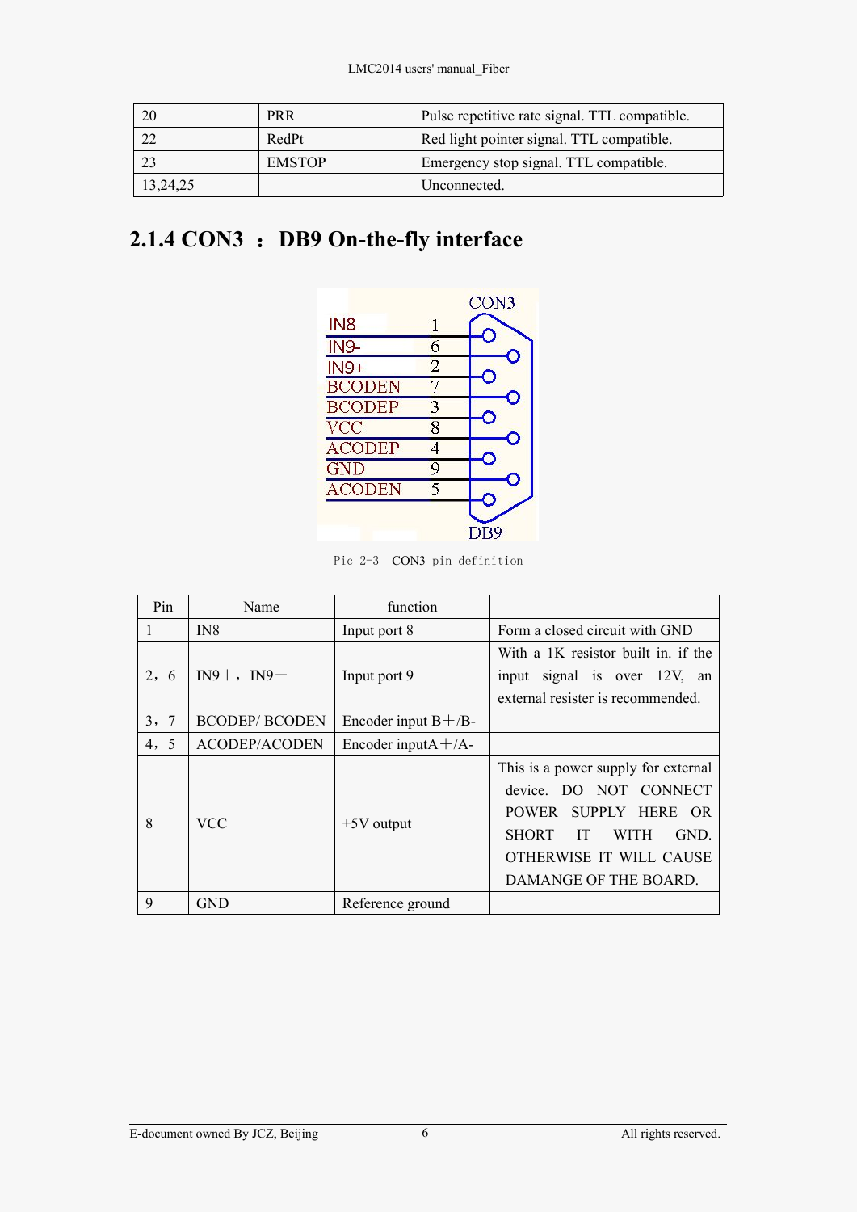| 20 | PRR | Pulse repetitive rate signal. TTL compatible. |
|---|---|---|
| 22 | RedPt | Red light pointer signal. TTL compatible. |
| 23 | EMSTOP | Emergency stop signal. TTL compatible. |
| 13,24,25 | | Unconnected. |

## 2.1.4 CON3 ： DB9 On-the-fly interface

Pic 2-3 CON3 pin definition

| Pin | Name | function | |
|---|---|---|---|
| 1 | IN8 | Input port 8 | Form a closed circuit with GND |
| 2，6 | IN9＋，IN9－ | Input port 9 | With a 1K resistor built in. if the input signal is over 12V, an external resister is recommended. |
| 3，7 | BCODEP/ BCODEN | Encoder input B＋/B- | |
| 4，5 | ACODEP/ACODEN | Encoder inputA＋/A- | |
| 8 | VCC | +5V output | This is a power supply for external device. DO NOT CONNECT POWER SUPPLY HERE OR SHORT IT WITH GND. OTHERWISE IT WILL CAUSE DAMANGE OF THE BOARD. |
| 9 | GND | Reference ground | |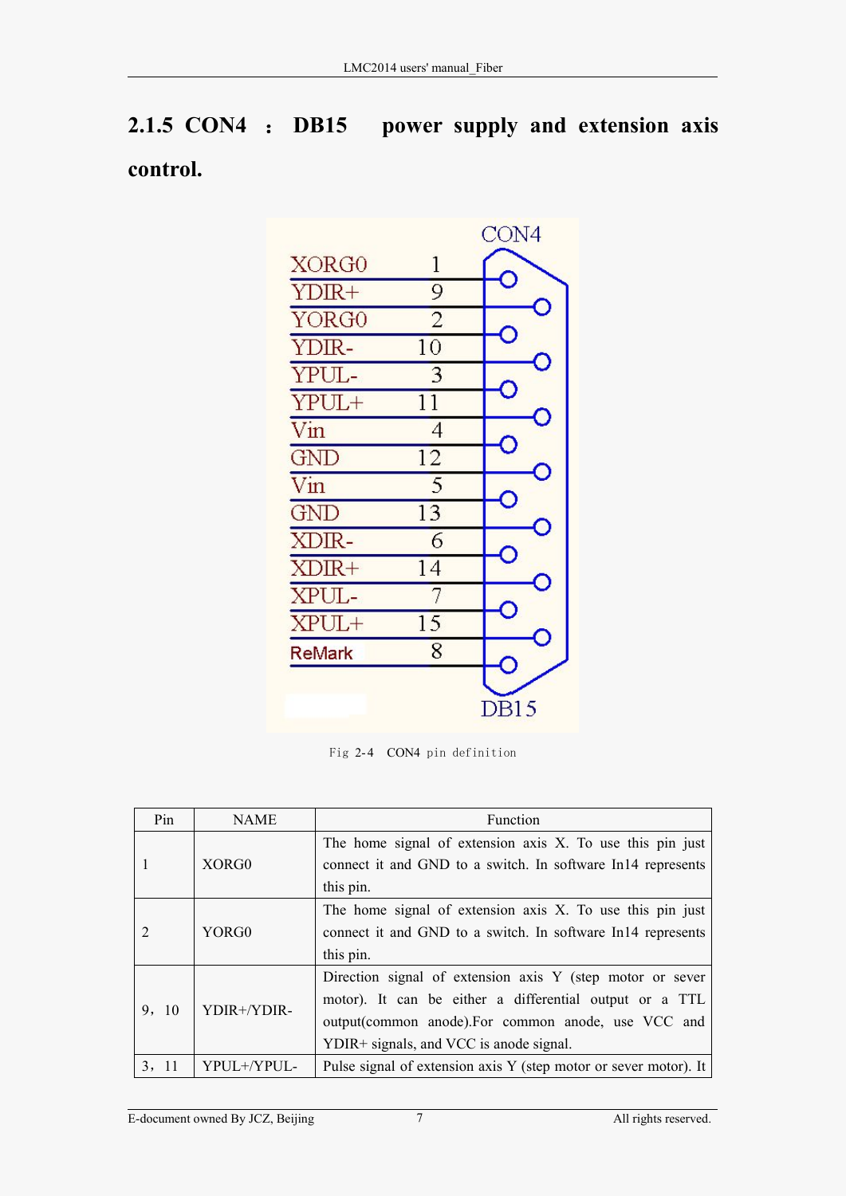## 2.1.5 CON4 ： DB15 power supply and extension axis control.

| Signal | Pin |
|---|---|
| XORG0 | 1 |
| YDIR+ | 9 |
| YORG0 | 2 |
| YDIR- | 10 |
| YPUL- | 3 |
| YPUL+ | 11 |
| Vin | 4 |
| GND | 12 |
| Vin | 5 |
| GND | 13 |
| XDIR- | 6 |
| XDIR+ | 14 |
| XPUL- | 7 |
| XPUL+ | 15 |
| ReMark | 8 |

CON4

DB15

Fig 2-4 CON4 pin definition

| Pin | NAME | Function |
|---|---|---|
| 1 | XORG0 | The home signal of extension axis X. To use this pin just connect it and GND to a switch. In software In14 represents this pin. |
| 2 | YORG0 | The home signal of extension axis X. To use this pin just connect it and GND to a switch. In software In14 represents this pin. |
| 9，10 | YDIR+/YDIR- | Direction signal of extension axis Y (step motor or sever motor). It can be either a differential output or a TTL output(common anode).For common anode, use VCC and YDIR+ signals, and VCC is anode signal. |
| 3，11 | YPUL+/YPUL- | Pulse signal of extension axis Y (step motor or sever motor). It |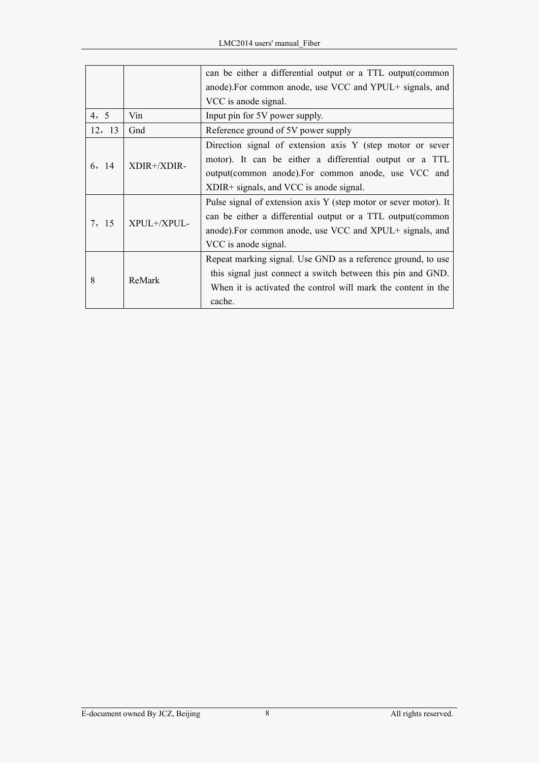| | | |
|---|---|---|
| | | can be either a differential output or a TTL output(common anode).For common anode, use VCC and YPUL+ signals, and VCC is anode signal. |
| 4，5 | Vin | Input pin for 5V power supply. |
| 12，13 | Gnd | Reference ground of 5V power supply |
| 6，14 | XDIR+/XDIR- | Direction signal of extension axis Y (step motor or sever motor). It can be either a differential output or a TTL output(common anode).For common anode, use VCC and XDIR+ signals, and VCC is anode signal. |
| 7，15 | XPUL+/XPUL- | Pulse signal of extension axis Y (step motor or sever motor). It can be either a differential output or a TTL output(common anode).For common anode, use VCC and XPUL+ signals, and VCC is anode signal. |
| 8 | ReMark | Repeat marking signal. Use GND as a reference ground, to use this signal just connect a switch between this pin and GND. When it is activated the control will mark the content in the cache. |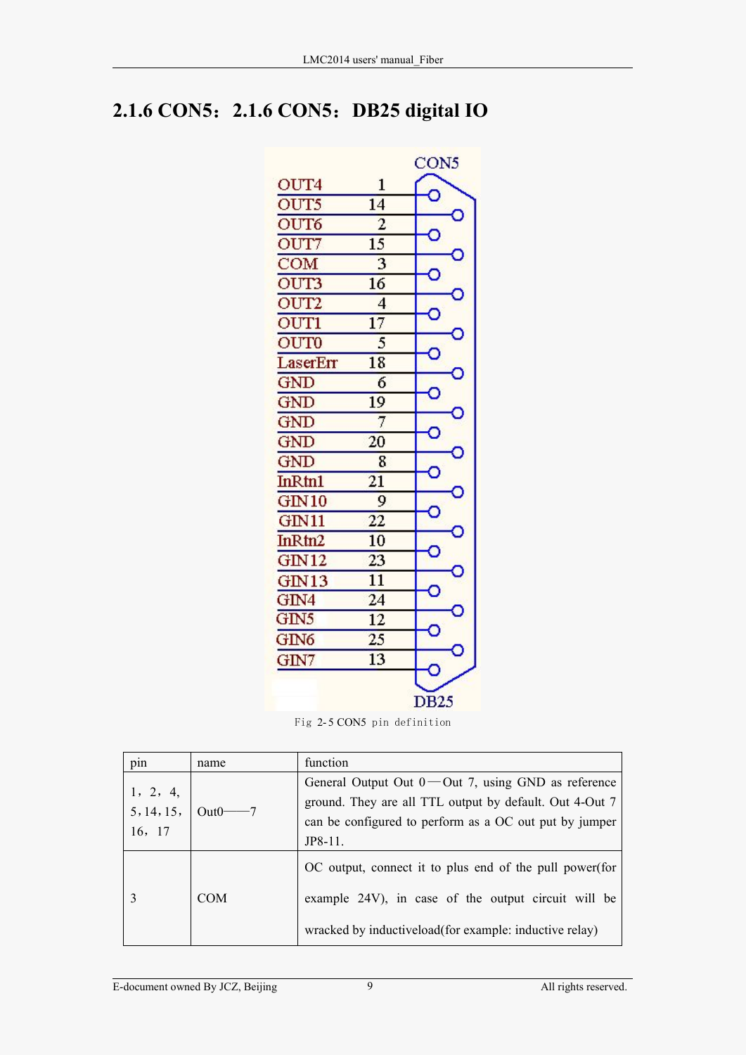## 2.1.6 CON5：2.1.6 CON5：DB25 digital IO

CON5

| Name | Pin |
|---|---|
| OUT4 | 1 |
| OUT5 | 14 |
| OUT6 | 2 |
| OUT7 | 15 |
| COM | 3 |
| OUT3 | 16 |
| OUT2 | 4 |
| OUT1 | 17 |
| OUT0 | 5 |
| LaserErr | 18 |
| GND | 6 |
| GND | 19 |
| GND | 7 |
| GND | 20 |
| GND | 8 |
| InRtn1 | 21 |
| GIN10 | 9 |
| GIN11 | 22 |
| InRtn2 | 10 |
| GIN12 | 23 |
| GIN13 | 11 |
| GIN4 | 24 |
| GIN5 | 12 |
| GIN6 | 25 |
| GIN7 | 13 |

DB25

Fig 2-5 CON5 pin definition

| pin | name | function |
|---|---|---|
| 1，2，4，5，14，15，16，17 | Out0——7 | General Output Out 0—Out 7, using GND as reference ground. They are all TTL output by default. Out 4-Out 7 can be configured to perform as a OC out put by jumper JP8-11. |
| 3 | COM | OC output, connect it to plus end of the pull power(for example 24V), in case of the output circuit will be wracked by inductiveload(for example: inductive relay) |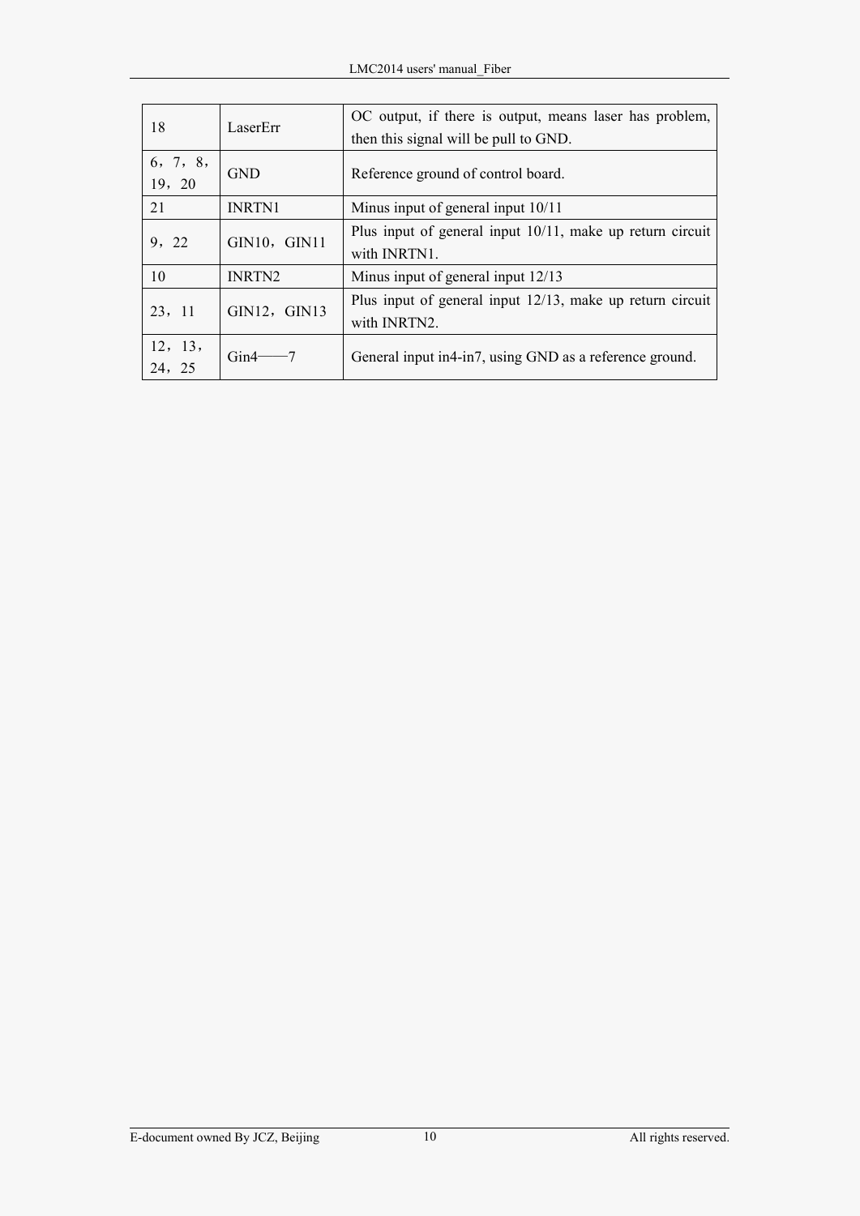| | | |
|---|---|---|
| 18 | LaserErr | OC output, if there is output, means laser has problem, then this signal will be pull to GND. |
| 6，7，8，19，20 | GND | Reference ground of control board. |
| 21 | INRTN1 | Minus input of general input 10/11 |
| 9，22 | GIN10，GIN11 | Plus input of general input 10/11, make up return circuit with INRTN1. |
| 10 | INRTN2 | Minus input of general input 12/13 |
| 23，11 | GIN12，GIN13 | Plus input of general input 12/13, make up return circuit with INRTN2. |
| 12，13，24，25 | Gin4——7 | General input in4-in7, using GND as a reference ground. |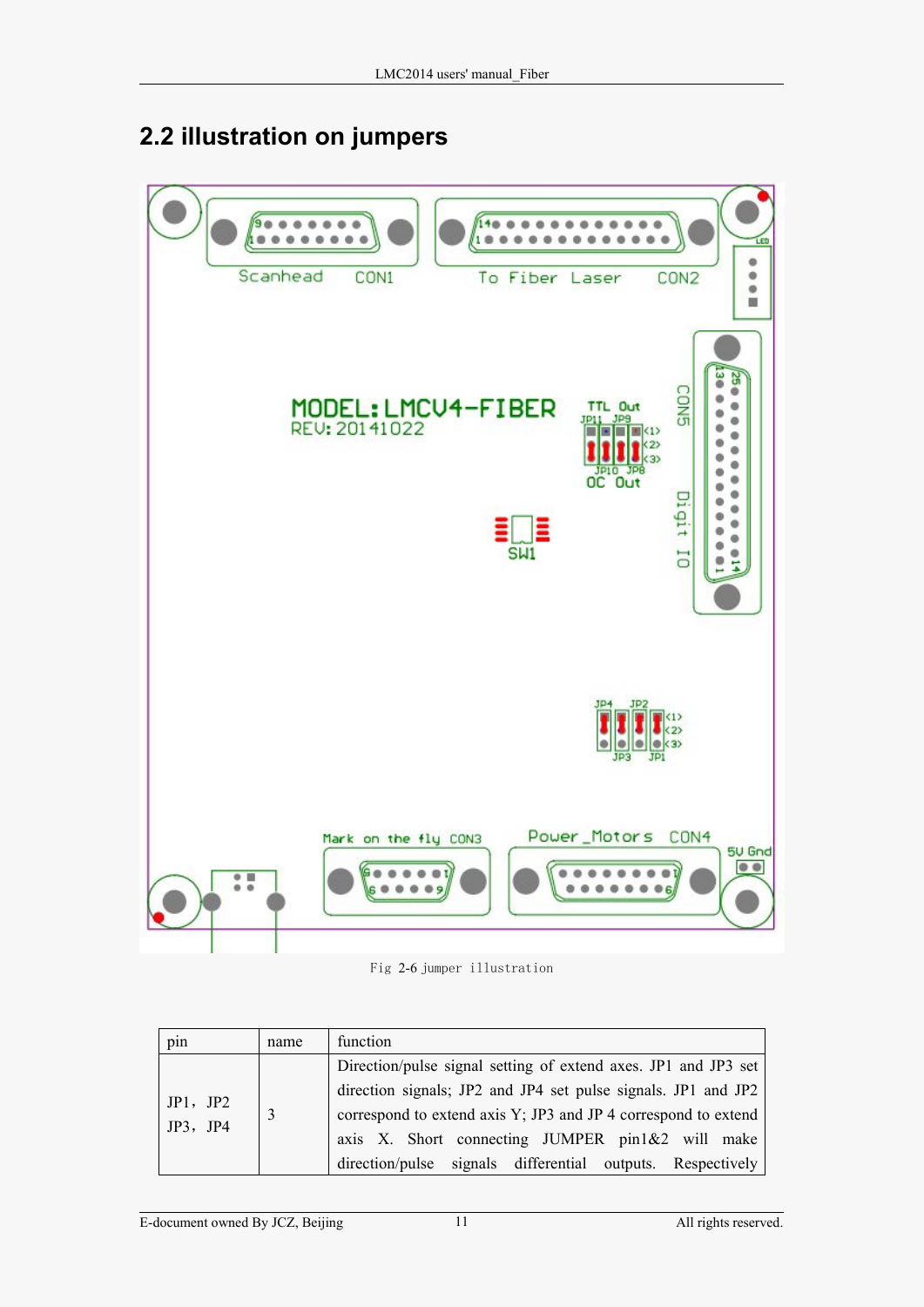## 2.2 illustration on jumpers

Fig 2-6 jumper illustration

| pin | name | function |
|---|---|---|
| JP1，JP2 JP3，JP4 | 3 | Direction/pulse signal setting of extend axes. JP1 and JP3 set direction signals; JP2 and JP4 set pulse signals. JP1 and JP2 correspond to extend axis Y; JP3 and JP 4 correspond to extend axis X. Short connecting JUMPER pin1&2 will make direction/pulse signals differential outputs. Respectively |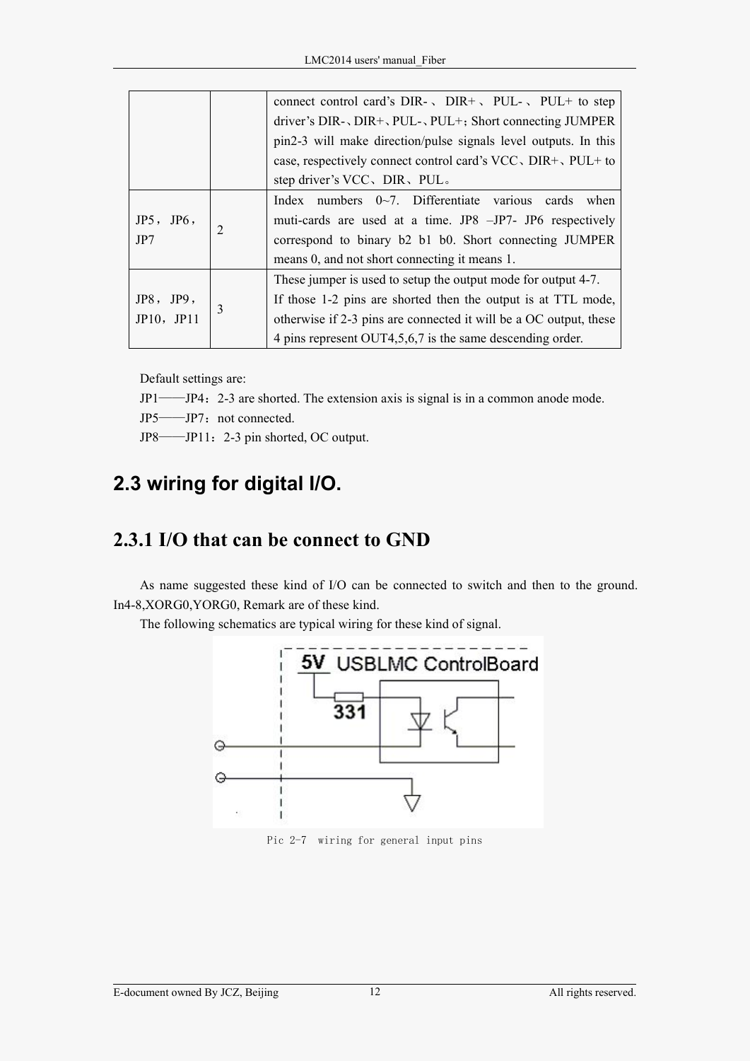| | | connect control card's DIR-、DIR+、PUL-、PUL+ to step driver's DIR-、DIR+、PUL-、PUL+; Short connecting JUMPER pin2-3 will make direction/pulse signals level outputs. In this case, respectively connect control card's VCC、DIR+、PUL+ to step driver's VCC、DIR、PUL。 |
|---|---|---|
| JP5，JP6，JP7 | 2 | Index numbers 0~7. Differentiate various cards when muti-cards are used at a time. JP8 –JP7- JP6 respectively correspond to binary b2 b1 b0. Short connecting JUMPER means 0, and not short connecting it means 1. |
| JP8，JP9，JP10，JP11 | 3 | These jumper is used to setup the output mode for output 4-7. If those 1-2 pins are shorted then the output is at TTL mode, otherwise if 2-3 pins are connected it will be a OC output, these 4 pins represent OUT4,5,6,7 is the same descending order. |

Default settings are:

JP1——JP4：2-3 are shorted. The extension axis is signal is in a common anode mode.

JP5——JP7：not connected.

JP8——JP11：2-3 pin shorted, OC output.

## 2.3 wiring for digital I/O.

### 2.3.1 I/O that can be connect to GND

As name suggested these kind of I/O can be connected to switch and then to the ground. In4-8,XORG0,YORG0, Remark are of these kind.

The following schematics are typical wiring for these kind of signal.

Pic 2-7 wiring for general input pins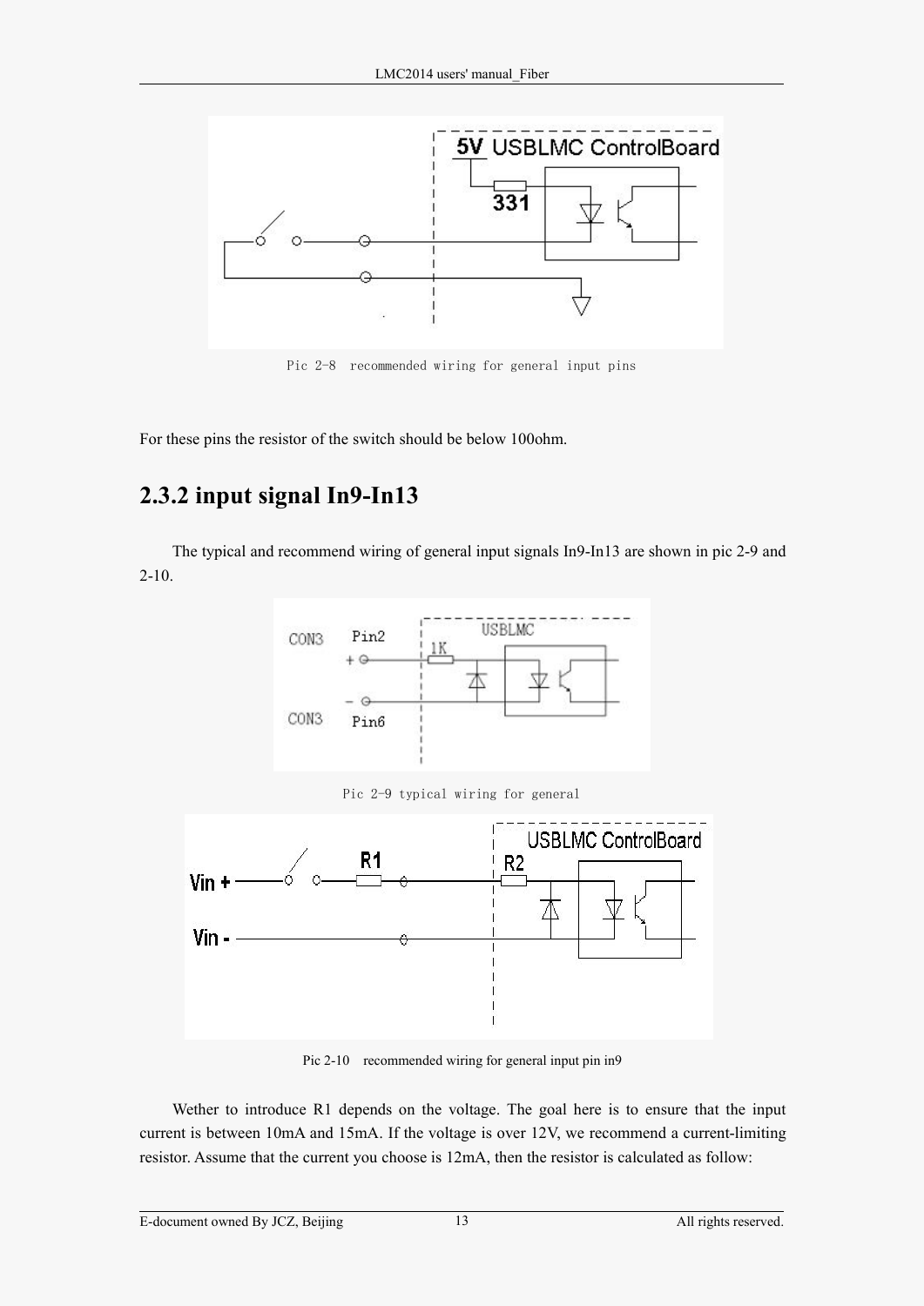Pic 2-8 recommended wiring for general input pins

For these pins the resistor of the switch should be below 100ohm.

## 2.3.2 input signal In9-In13

The typical and recommend wiring of general input signals In9-In13 are shown in pic 2-9 and 2-10.

Pic 2-9 typical wiring for general

Pic 2-10 recommended wiring for general input pin in9

Wether to introduce R1 depends on the voltage. The goal here is to ensure that the input current is between 10mA and 15mA. If the voltage is over 12V, we recommend a current-limiting resistor. Assume that the current you choose is 12mA, then the resistor is calculated as follow: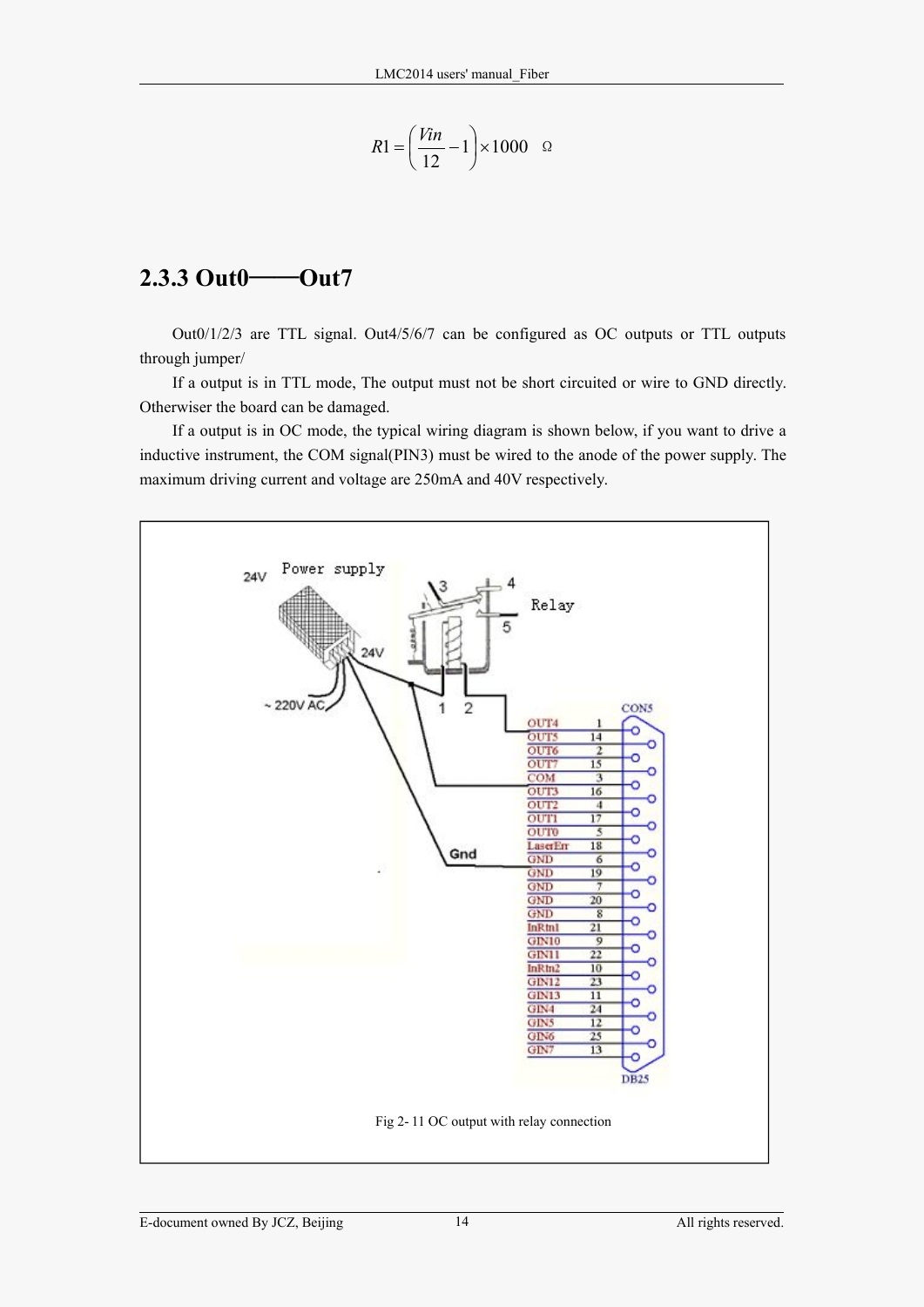$$R1 = \left(\frac{Vin}{12} - 1\right) \times 1000 \quad \Omega$$

### 2.3.3 Out0——Out7

Out0/1/2/3 are TTL signal. Out4/5/6/7 can be configured as OC outputs or TTL outputs through jumper/

If a output is in TTL mode, The output must not be short circuited or wire to GND directly. Otherwiser the board can be damaged.

If a output is in OC mode, the typical wiring diagram is shown below, if you want to drive a inductive instrument, the COM signal(PIN3) must be wired to the anode of the power supply. The maximum driving current and voltage are 250mA and 40V respectively.

Fig 2- 11 OC output with relay connection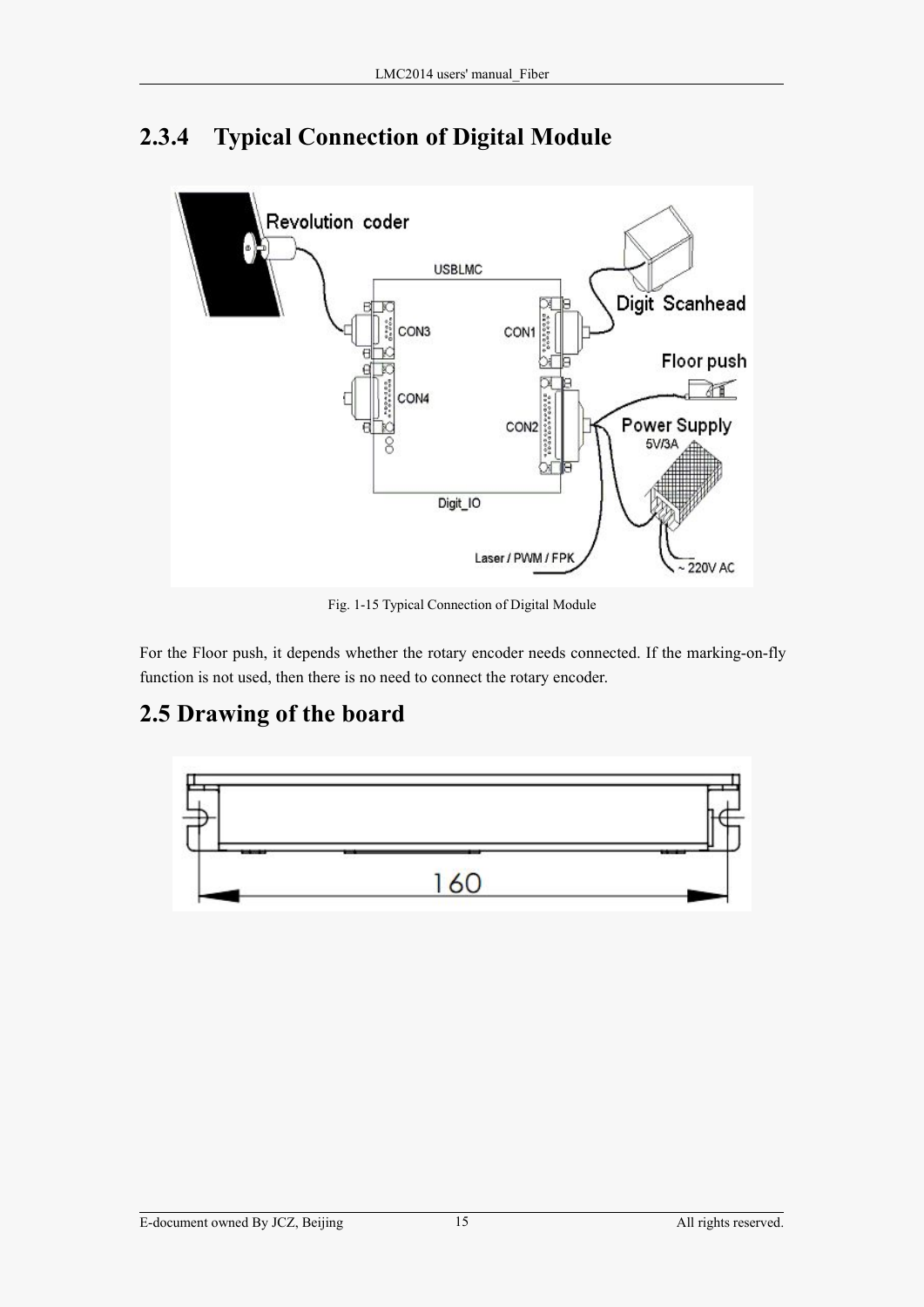## 2.3.4 Typical Connection of Digital Module

Fig. 1-15 Typical Connection of Digital Module

For the Floor push, it depends whether the rotary encoder needs connected. If the marking-on-fly function is not used, then there is no need to connect the rotary encoder.

## 2.5 Drawing of the board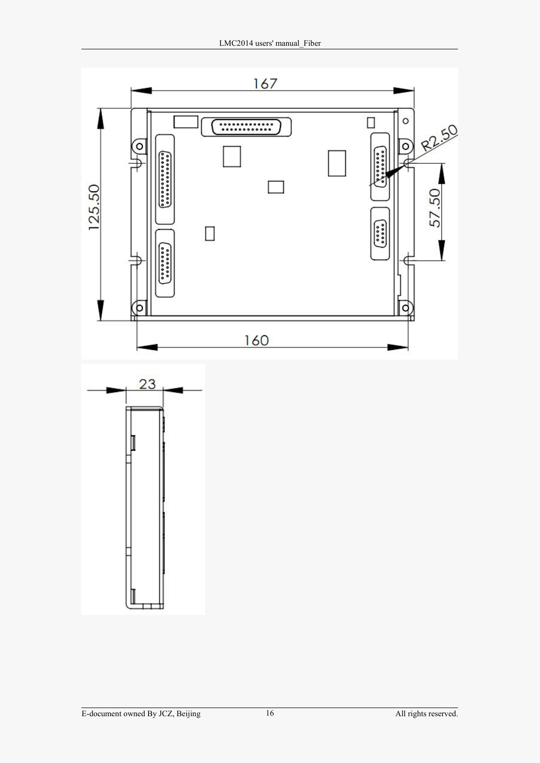167

125.50

R2.50

57.50

160

23